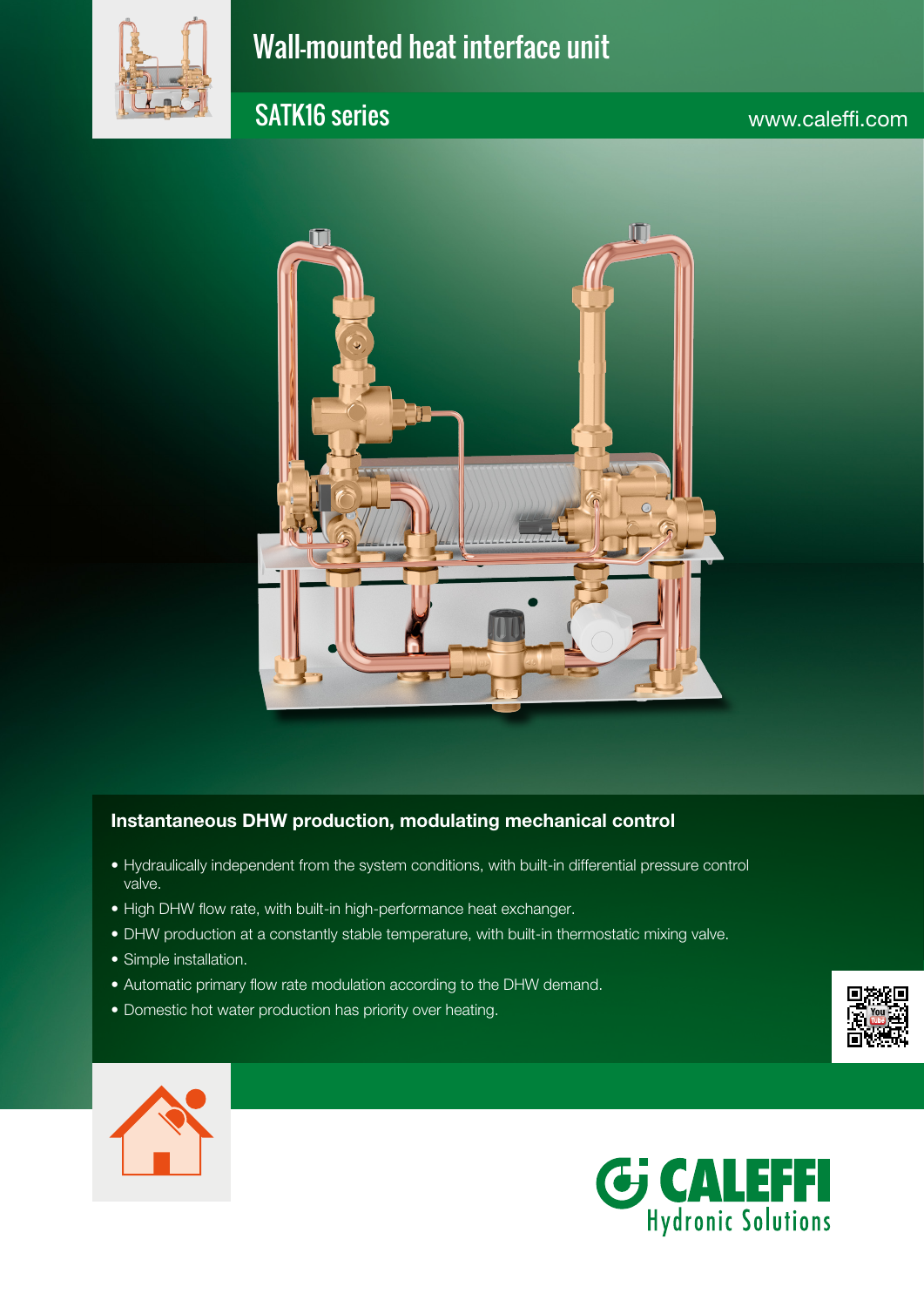# Wall-mounted heat interface unit

## SATK16 series

www.caleffi.com

### Instantaneous DHW production, modulating mechanical control

- Hydraulically independent from the system conditions, with built-in differential pressure control valve.
- High DHW flow rate, with built-in high-performance heat exchanger.
- DHW production at a constantly stable temperature, with built-in thermostatic mixing valve.
- Simple installation.
- Automatic primary flow rate modulation according to the DHW demand.
- Domestic hot water production has priority over heating.

CALEFFI Hydronic Solutions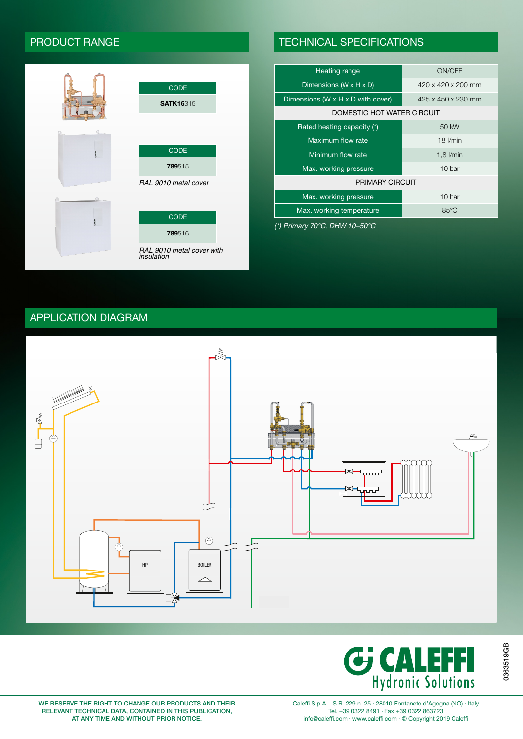## PRODUCT RANGE

| CODE | Description |
|---|---|
| **SATK16**315 | |
| **789**515 | *RAL 9010 metal cover* |
| **789**516 | *RAL 9010 metal cover with insulation* |

## TECHNICAL SPECIFICATIONS

| | |
|---|---|
| Heating range | ON/OFF |
| Dimensions (W x H x D) | 420 x 420 x 200 mm |
| Dimensions (W x H x D with cover) | 425 x 450 x 230 mm |
| DOMESTIC HOT WATER CIRCUIT | |
| Rated heating capacity (*) | 50 kW |
| Maximum flow rate | 18 l/min |
| Minimum flow rate | 1,8 l/min |
| Max. working pressure | 10 bar |
| PRIMARY CIRCUIT | |
| Max. working pressure | 10 bar |
| Max. working temperature | 85°C |

*(*) Primary 70°C, DHW 10–50°C*

## APPLICATION DIAGRAM

HP

BOILER

**CALEFFI**
Hydronic Solutions

0363519GB

WE RESERVE THE RIGHT TO CHANGE OUR PRODUCTS AND THEIR RELEVANT TECHNICAL DATA, CONTAINED IN THIS PUBLICATION, AT ANY TIME AND WITHOUT PRIOR NOTICE.

Caleffi S.p.A. S.R. 229 n. 25 · 28010 Fontaneto d'Agogna (NO) · Italy
Tel. +39 0322 8491 · Fax +39 0322 863723
info@caleffi.com · www.caleffi.com · © Copyright 2019 Caleffi